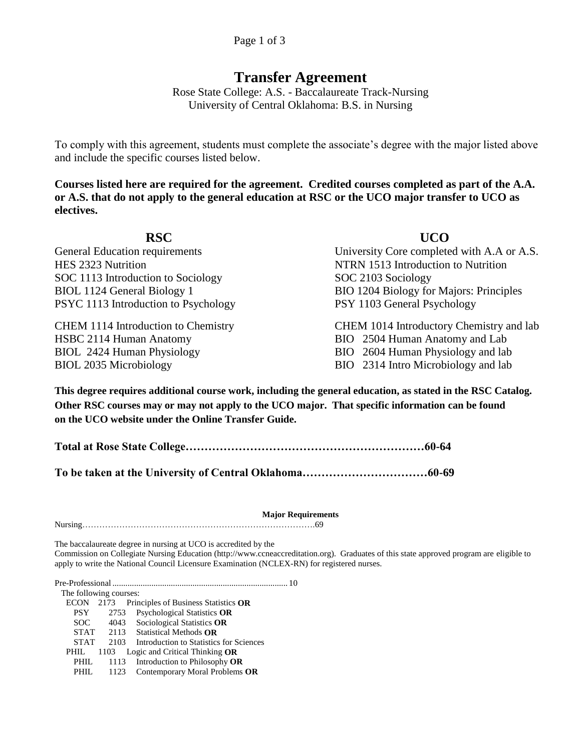# Transfer Agreement

Rose State College: A.S. - Baccalaureate Track-Nursing
University of Central Oklahoma: B.S. in Nursing

To comply with this agreement, students must complete the associate's degree with the major listed above and include the specific courses listed below.

**Courses listed here are required for the agreement. Credited courses completed as part of the A.A. or A.S. that do not apply to the general education at RSC or the UCO major transfer to UCO as electives.**

| RSC | UCO |
|---|---|
| General Education requirements | University Core completed with A.A or A.S. |
| HES 2323 Nutrition | NTRN 1513 Introduction to Nutrition |
| SOC 1113 Introduction to Sociology | SOC 2103 Sociology |
| BIOL 1124 General Biology 1 | BIO 1204 Biology for Majors: Principles |
| PSYC 1113 Introduction to Psychology | PSY 1103 General Psychology |
| CHEM 1114 Introduction to Chemistry | CHEM 1014 Introductory Chemistry and lab |
| HSBC 2114 Human Anatomy | BIO 2504 Human Anatomy and Lab |
| BIOL 2424 Human Physiology | BIO 2604 Human Physiology and lab |
| BIOL 2035 Microbiology | BIO 2314 Intro Microbiology and lab |

**This degree requires additional course work, including the general education, as stated in the RSC Catalog. Other RSC courses may or may not apply to the UCO major. That specific information can be found on the UCO website under the Online Transfer Guide.**

**Total at Rose State College……………………………………………………60-64**

**To be taken at the University of Central Oklahoma……………………………60-69**

**Major Requirements**

Nursing……………………………………………………………………….69

The baccalaureate degree in nursing at UCO is accredited by the Commission on Collegiate Nursing Education (http://www.ccneaccreditation.org). Graduates of this state approved program are eligible to apply to write the National Council Licensure Examination (NCLEX-RN) for registered nurses.

Pre-Professional ................................................................................ 10

The following courses:

- ECON 2173 Principles of Business Statistics **OR**
  - PSY 2753 Psychological Statistics **OR**
  - SOC 4043 Sociological Statistics **OR**
  - STAT 2113 Statistical Methods **OR**
  - STAT 2103 Introduction to Statistics for Sciences
- PHIL 1103 Logic and Critical Thinking **OR**
  - PHIL 1113 Introduction to Philosophy **OR**
  - PHIL 1123 Contemporary Moral Problems **OR**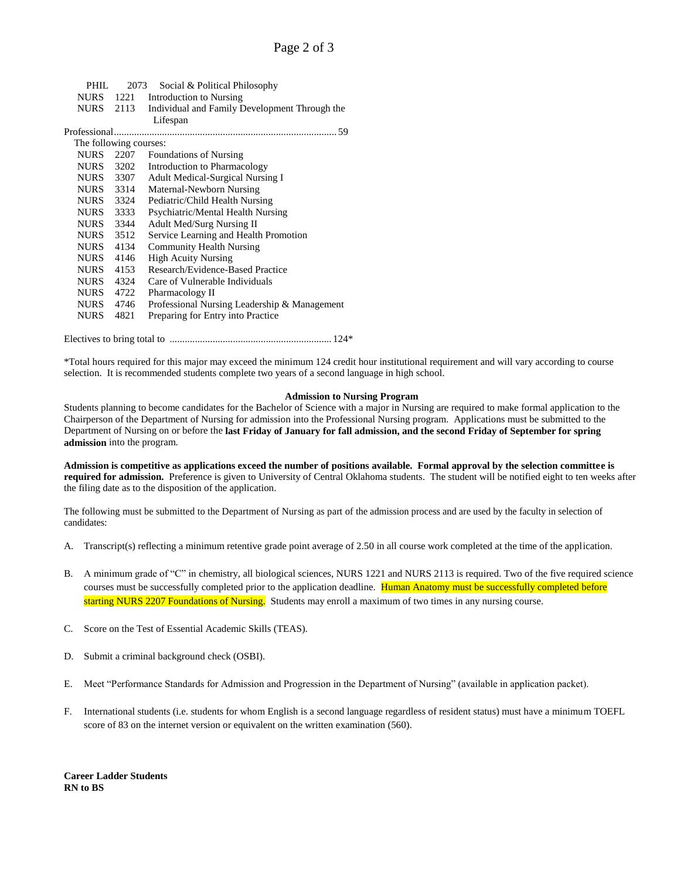PHIL 2073 Social & Political Philosophy
NURS 1221 Introduction to Nursing
NURS 2113 Individual and Family Development Through the Lifespan

Professional........................................................................................59

The following courses:

NURS 2207 Foundations of Nursing
NURS 3202 Introduction to Pharmacology
NURS 3307 Adult Medical-Surgical Nursing I
NURS 3314 Maternal-Newborn Nursing
NURS 3324 Pediatric/Child Health Nursing
NURS 3333 Psychiatric/Mental Health Nursing
NURS 3344 Adult Med/Surg Nursing II
NURS 3512 Service Learning and Health Promotion
NURS 4134 Community Health Nursing
NURS 4146 High Acuity Nursing
NURS 4153 Research/Evidence-Based Practice
NURS 4324 Care of Vulnerable Individuals
NURS 4722 Pharmacology II
NURS 4746 Professional Nursing Leadership & Management
NURS 4821 Preparing for Entry into Practice

Electives to bring total to ...............................................................124*

*Total hours required for this major may exceed the minimum 124 credit hour institutional requirement and will vary according to course selection. It is recommended students complete two years of a second language in high school.

**Admission to Nursing Program**

Students planning to become candidates for the Bachelor of Science with a major in Nursing are required to make formal application to the Chairperson of the Department of Nursing for admission into the Professional Nursing program. Applications must be submitted to the Department of Nursing on or before the **last Friday of January for fall admission, and the second Friday of September for spring admission** into the program.

**Admission is competitive as applications exceed the number of positions available. Formal approval by the selection committee is required for admission.** Preference is given to University of Central Oklahoma students. The student will be notified eight to ten weeks after the filing date as to the disposition of the application.

The following must be submitted to the Department of Nursing as part of the admission process and are used by the faculty in selection of candidates:

A. Transcript(s) reflecting a minimum retentive grade point average of 2.50 in all course work completed at the time of the application.

B. A minimum grade of "C" in chemistry, all biological sciences, NURS 1221 and NURS 2113 is required. Two of the five required science courses must be successfully completed prior to the application deadline. Human Anatomy must be successfully completed before starting NURS 2207 Foundations of Nursing. Students may enroll a maximum of two times in any nursing course.

C. Score on the Test of Essential Academic Skills (TEAS).

D. Submit a criminal background check (OSBI).

E. Meet "Performance Standards for Admission and Progression in the Department of Nursing" (available in application packet).

F. International students (i.e. students for whom English is a second language regardless of resident status) must have a minimum TOEFL score of 83 on the internet version or equivalent on the written examination (560).

**Career Ladder Students**
**RN to BS**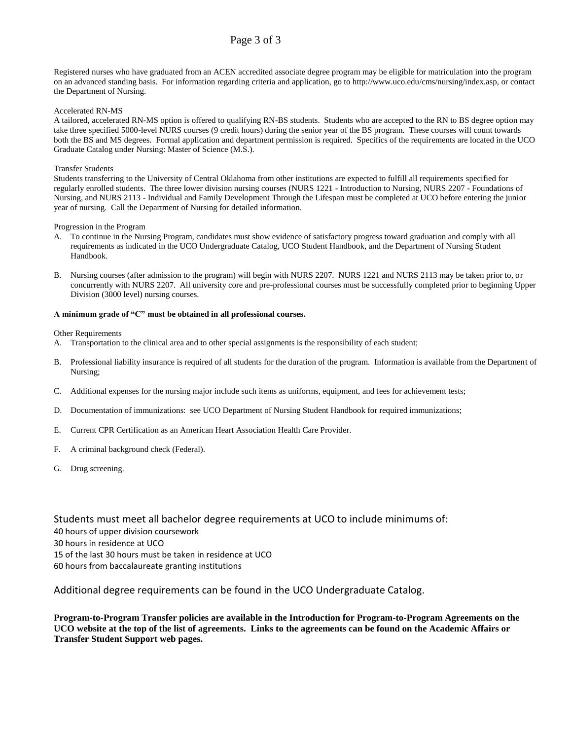Registered nurses who have graduated from an ACEN accredited associate degree program may be eligible for matriculation into the program on an advanced standing basis. For information regarding criteria and application, go to http://www.uco.edu/cms/nursing/index.asp, or contact the Department of Nursing.

Accelerated RN-MS

A tailored, accelerated RN-MS option is offered to qualifying RN-BS students. Students who are accepted to the RN to BS degree option may take three specified 5000-level NURS courses (9 credit hours) during the senior year of the BS program. These courses will count towards both the BS and MS degrees. Formal application and department permission is required. Specifics of the requirements are located in the UCO Graduate Catalog under Nursing: Master of Science (M.S.).

Transfer Students

Students transferring to the University of Central Oklahoma from other institutions are expected to fulfill all requirements specified for regularly enrolled students. The three lower division nursing courses (NURS 1221 - Introduction to Nursing, NURS 2207 - Foundations of Nursing, and NURS 2113 - Individual and Family Development Through the Lifespan must be completed at UCO before entering the junior year of nursing. Call the Department of Nursing for detailed information.

Progression in the Program

A. To continue in the Nursing Program, candidates must show evidence of satisfactory progress toward graduation and comply with all requirements as indicated in the UCO Undergraduate Catalog, UCO Student Handbook, and the Department of Nursing Student Handbook.

B. Nursing courses (after admission to the program) will begin with NURS 2207. NURS 1221 and NURS 2113 may be taken prior to, or concurrently with NURS 2207. All university core and pre-professional courses must be successfully completed prior to beginning Upper Division (3000 level) nursing courses.

**A minimum grade of "C" must be obtained in all professional courses.**

Other Requirements

A. Transportation to the clinical area and to other special assignments is the responsibility of each student;

B. Professional liability insurance is required of all students for the duration of the program. Information is available from the Department of Nursing;

C. Additional expenses for the nursing major include such items as uniforms, equipment, and fees for achievement tests;

D. Documentation of immunizations: see UCO Department of Nursing Student Handbook for required immunizations;

E. Current CPR Certification as an American Heart Association Health Care Provider.

F. A criminal background check (Federal).

G. Drug screening.

Students must meet all bachelor degree requirements at UCO to include minimums of:

40 hours of upper division coursework

30 hours in residence at UCO

15 of the last 30 hours must be taken in residence at UCO

60 hours from baccalaureate granting institutions

Additional degree requirements can be found in the UCO Undergraduate Catalog.

**Program-to-Program Transfer policies are available in the Introduction for Program-to-Program Agreements on the UCO website at the top of the list of agreements. Links to the agreements can be found on the Academic Affairs or Transfer Student Support web pages.**